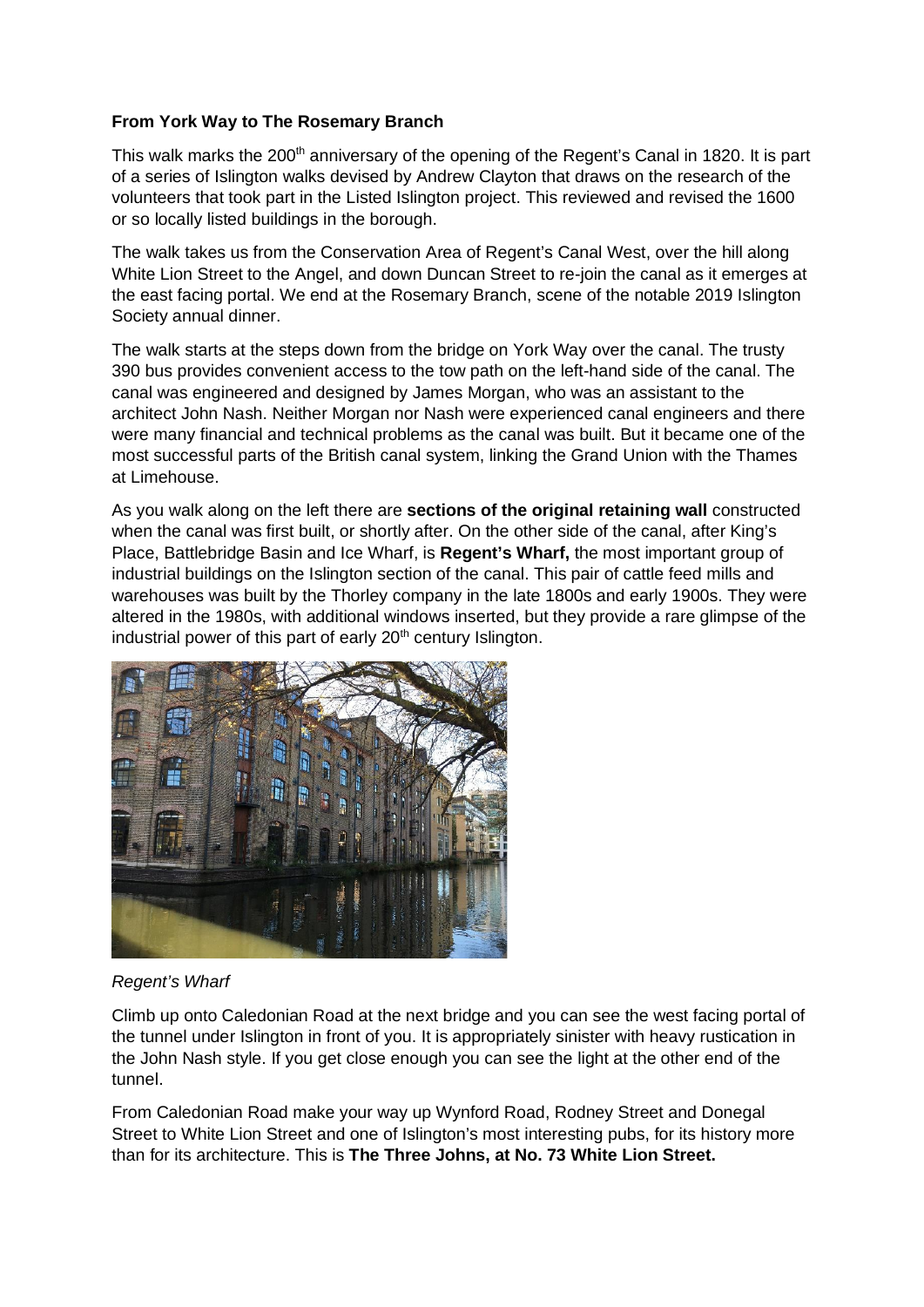**From York Way to The Rosemary Branch**

This walk marks the 200th anniversary of the opening of the Regent's Canal in 1820. It is part of a series of Islington walks devised by Andrew Clayton that draws on the research of the volunteers that took part in the Listed Islington project. This reviewed and revised the 1600 or so locally listed buildings in the borough.

The walk takes us from the Conservation Area of Regent's Canal West, over the hill along White Lion Street to the Angel, and down Duncan Street to re-join the canal as it emerges at the east facing portal. We end at the Rosemary Branch, scene of the notable 2019 Islington Society annual dinner.

The walk starts at the steps down from the bridge on York Way over the canal. The trusty 390 bus provides convenient access to the tow path on the left-hand side of the canal. The canal was engineered and designed by James Morgan, who was an assistant to the architect John Nash. Neither Morgan nor Nash were experienced canal engineers and there were many financial and technical problems as the canal was built. But it became one of the most successful parts of the British canal system, linking the Grand Union with the Thames at Limehouse.

As you walk along on the left there are **sections of the original retaining wall** constructed when the canal was first built, or shortly after. On the other side of the canal, after King's Place, Battlebridge Basin and Ice Wharf, is **Regent's Wharf,** the most important group of industrial buildings on the Islington section of the canal. This pair of cattle feed mills and warehouses was built by the Thorley company in the late 1800s and early 1900s. They were altered in the 1980s, with additional windows inserted, but they provide a rare glimpse of the industrial power of this part of early 20th century Islington.

*Regent's Wharf*

Climb up onto Caledonian Road at the next bridge and you can see the west facing portal of the tunnel under Islington in front of you. It is appropriately sinister with heavy rustication in the John Nash style. If you get close enough you can see the light at the other end of the tunnel.

From Caledonian Road make your way up Wynford Road, Rodney Street and Donegal Street to White Lion Street and one of Islington's most interesting pubs, for its history more than for its architecture. This is **The Three Johns, at No. 73 White Lion Street.**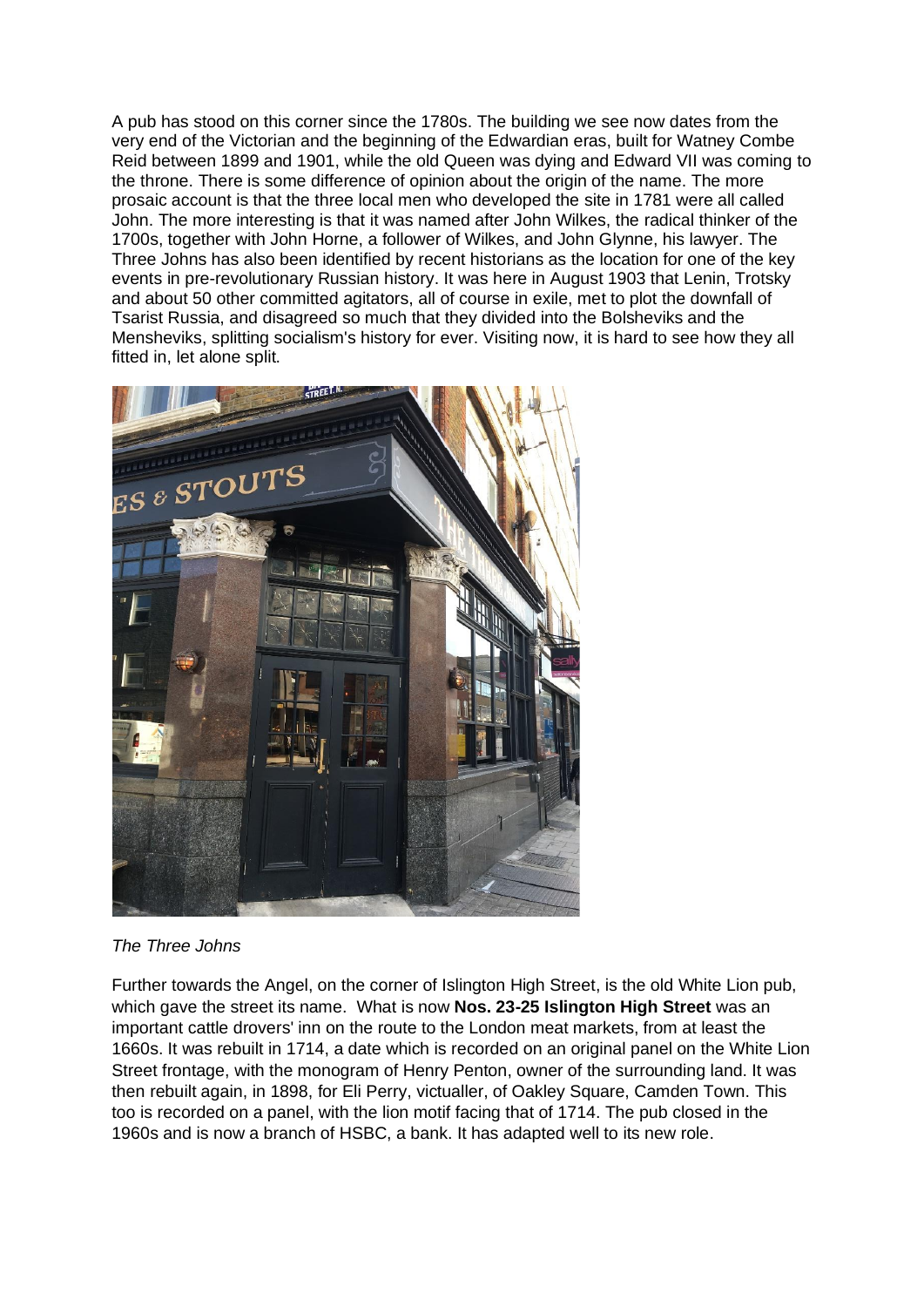A pub has stood on this corner since the 1780s. The building we see now dates from the very end of the Victorian and the beginning of the Edwardian eras, built for Watney Combe Reid between 1899 and 1901, while the old Queen was dying and Edward VII was coming to the throne. There is some difference of opinion about the origin of the name. The more prosaic account is that the three local men who developed the site in 1781 were all called John. The more interesting is that it was named after John Wilkes, the radical thinker of the 1700s, together with John Horne, a follower of Wilkes, and John Glynne, his lawyer. The Three Johns has also been identified by recent historians as the location for one of the key events in pre-revolutionary Russian history. It was here in August 1903 that Lenin, Trotsky and about 50 other committed agitators, all of course in exile, met to plot the downfall of Tsarist Russia, and disagreed so much that they divided into the Bolsheviks and the Mensheviks, splitting socialism's history for ever. Visiting now, it is hard to see how they all fitted in, let alone split.

*The Three Johns*

Further towards the Angel, on the corner of Islington High Street, is the old White Lion pub, which gave the street its name. What is now **Nos. 23-25 Islington High Street** was an important cattle drovers' inn on the route to the London meat markets, from at least the 1660s. It was rebuilt in 1714, a date which is recorded on an original panel on the White Lion Street frontage, with the monogram of Henry Penton, owner of the surrounding land. It was then rebuilt again, in 1898, for Eli Perry, victualler, of Oakley Square, Camden Town. This too is recorded on a panel, with the lion motif facing that of 1714. The pub closed in the 1960s and is now a branch of HSBC, a bank. It has adapted well to its new role.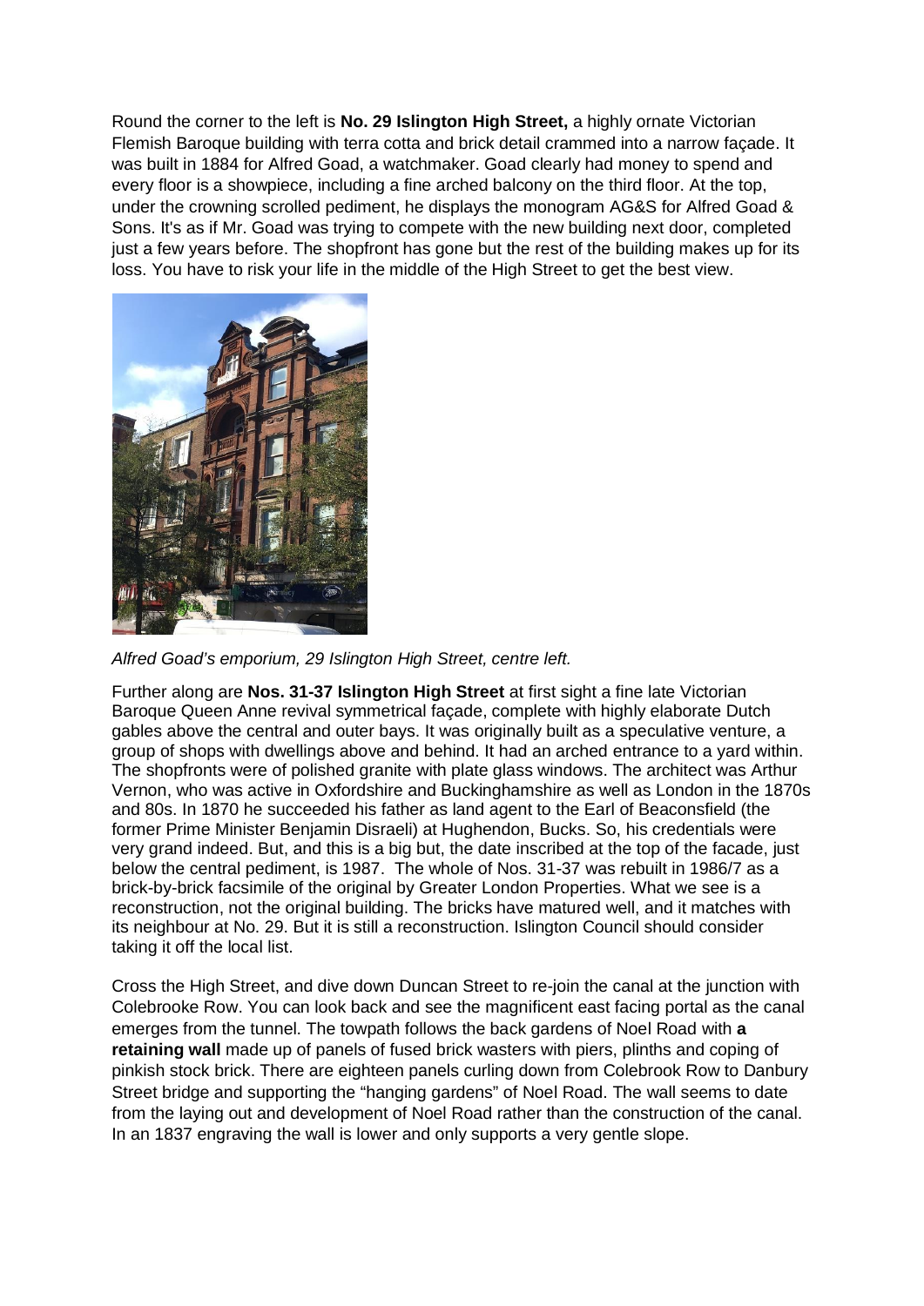Round the corner to the left is **No. 29 Islington High Street,** a highly ornate Victorian Flemish Baroque building with terra cotta and brick detail crammed into a narrow façade. It was built in 1884 for Alfred Goad, a watchmaker. Goad clearly had money to spend and every floor is a showpiece, including a fine arched balcony on the third floor. At the top, under the crowning scrolled pediment, he displays the monogram AG&S for Alfred Goad & Sons. It's as if Mr. Goad was trying to compete with the new building next door, completed just a few years before. The shopfront has gone but the rest of the building makes up for its loss. You have to risk your life in the middle of the High Street to get the best view.

*Alfred Goad's emporium, 29 Islington High Street, centre left.*

Further along are **Nos. 31-37 Islington High Street** at first sight a fine late Victorian Baroque Queen Anne revival symmetrical façade, complete with highly elaborate Dutch gables above the central and outer bays. It was originally built as a speculative venture, a group of shops with dwellings above and behind. It had an arched entrance to a yard within. The shopfronts were of polished granite with plate glass windows. The architect was Arthur Vernon, who was active in Oxfordshire and Buckinghamshire as well as London in the 1870s and 80s. In 1870 he succeeded his father as land agent to the Earl of Beaconsfield (the former Prime Minister Benjamin Disraeli) at Hughendon, Bucks. So, his credentials were very grand indeed. But, and this is a big but, the date inscribed at the top of the facade, just below the central pediment, is 1987. The whole of Nos. 31-37 was rebuilt in 1986/7 as a brick-by-brick facsimile of the original by Greater London Properties. What we see is a reconstruction, not the original building. The bricks have matured well, and it matches with its neighbour at No. 29. But it is still a reconstruction. Islington Council should consider taking it off the local list.

Cross the High Street, and dive down Duncan Street to re-join the canal at the junction with Colebrooke Row. You can look back and see the magnificent east facing portal as the canal emerges from the tunnel. The towpath follows the back gardens of Noel Road with **a retaining wall** made up of panels of fused brick wasters with piers, plinths and coping of pinkish stock brick. There are eighteen panels curling down from Colebrook Row to Danbury Street bridge and supporting the "hanging gardens" of Noel Road. The wall seems to date from the laying out and development of Noel Road rather than the construction of the canal. In an 1837 engraving the wall is lower and only supports a very gentle slope.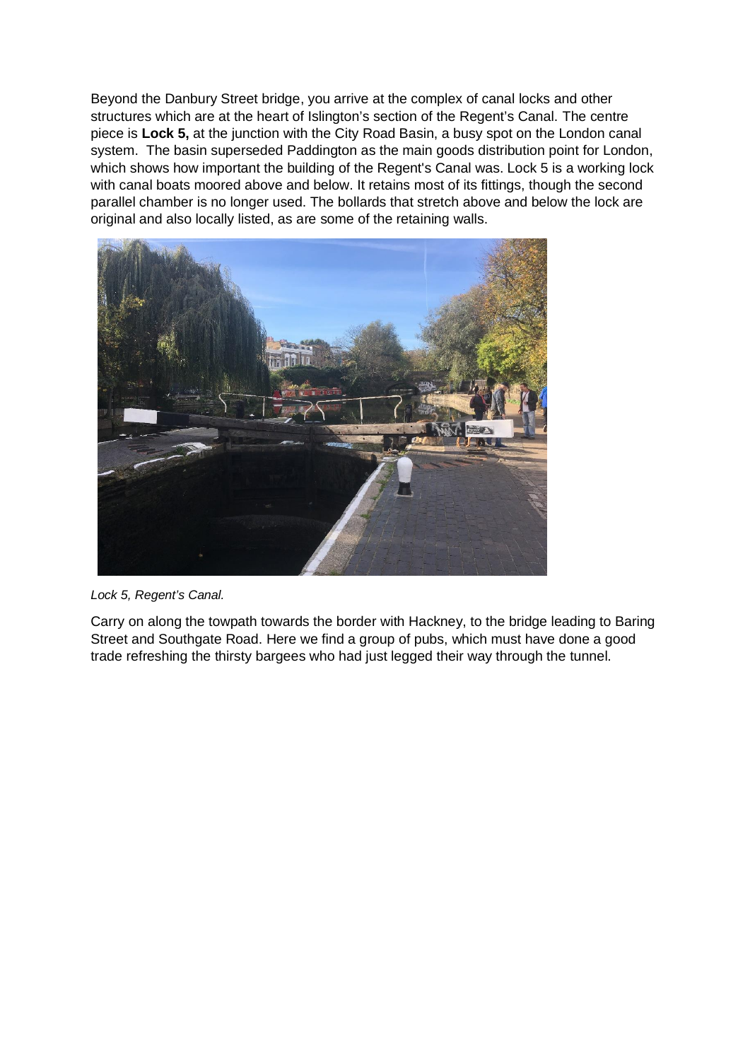Beyond the Danbury Street bridge, you arrive at the complex of canal locks and other structures which are at the heart of Islington's section of the Regent's Canal. The centre piece is **Lock 5,** at the junction with the City Road Basin, a busy spot on the London canal system. The basin superseded Paddington as the main goods distribution point for London, which shows how important the building of the Regent's Canal was. Lock 5 is a working lock with canal boats moored above and below. It retains most of its fittings, though the second parallel chamber is no longer used. The bollards that stretch above and below the lock are original and also locally listed, as are some of the retaining walls.

*Lock 5, Regent's Canal.*

Carry on along the towpath towards the border with Hackney, to the bridge leading to Baring Street and Southgate Road. Here we find a group of pubs, which must have done a good trade refreshing the thirsty bargees who had just legged their way through the tunnel.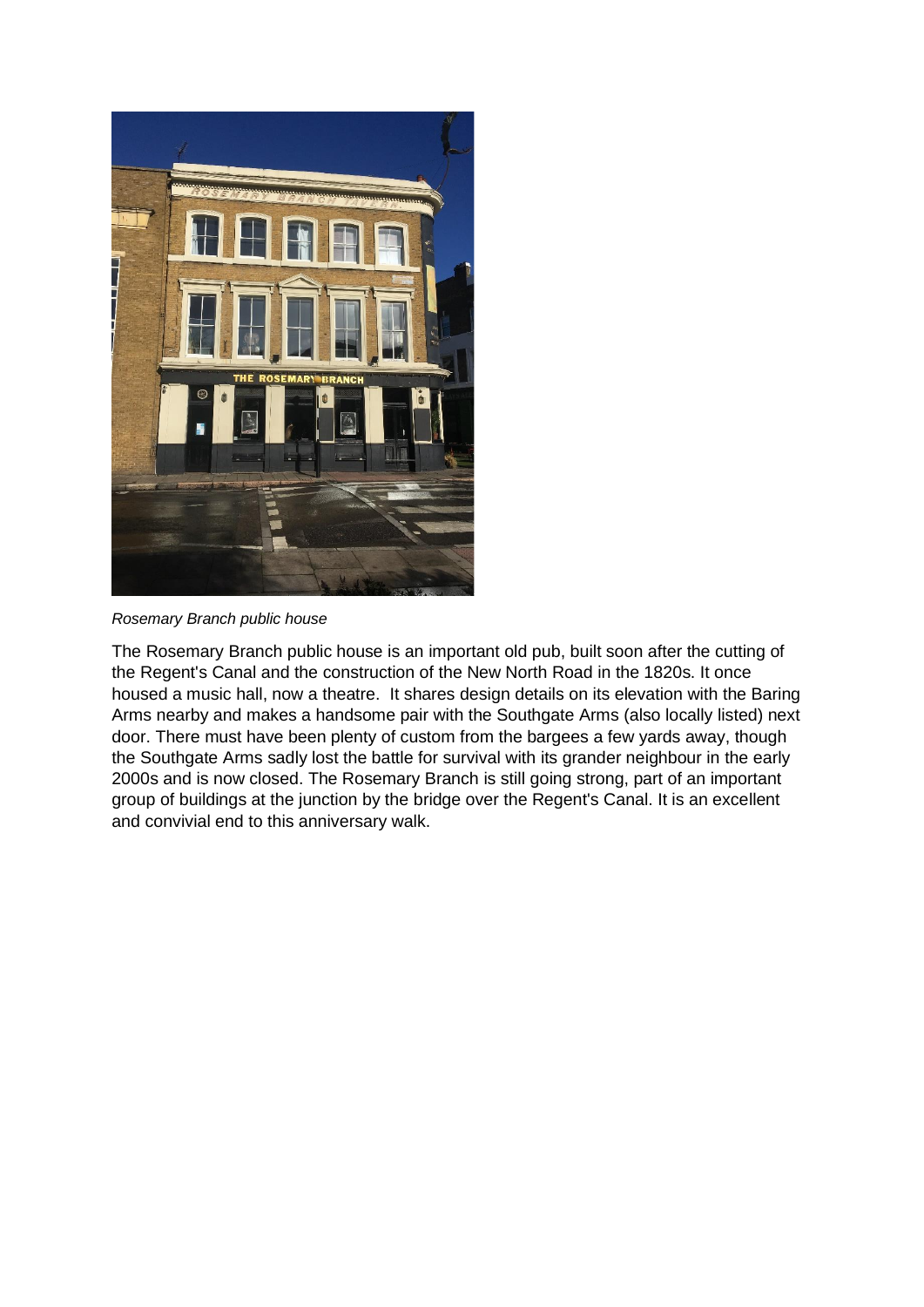*Rosemary Branch public house*

The Rosemary Branch public house is an important old pub, built soon after the cutting of the Regent's Canal and the construction of the New North Road in the 1820s. It once housed a music hall, now a theatre. It shares design details on its elevation with the Baring Arms nearby and makes a handsome pair with the Southgate Arms (also locally listed) next door. There must have been plenty of custom from the bargees a few yards away, though the Southgate Arms sadly lost the battle for survival with its grander neighbour in the early 2000s and is now closed. The Rosemary Branch is still going strong, part of an important group of buildings at the junction by the bridge over the Regent's Canal. It is an excellent and convivial end to this anniversary walk.